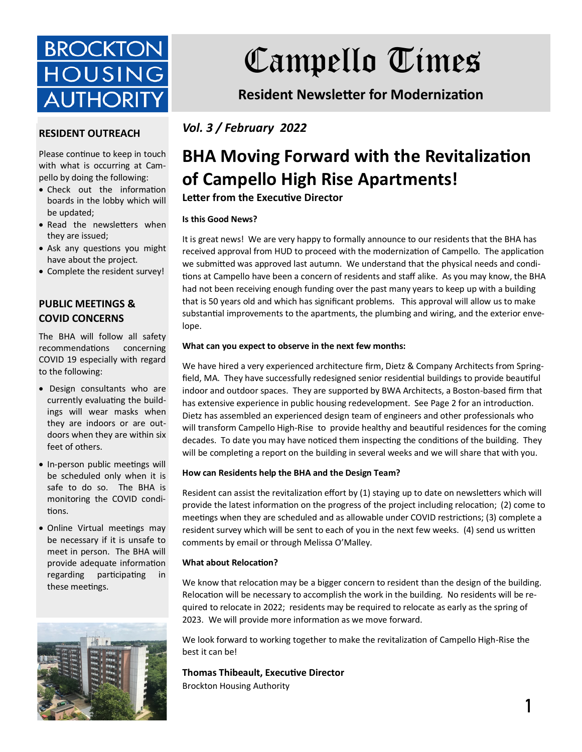BROCKTON HOUSING AUTHORITY

# Campello Times

**Resident Newsletter for Modernization**

*Vol. 3 / February 2022*

## BHA Moving Forward with the Revitalization of Campello High Rise Apartments!

**Letter from the Executive Director**

**Is this Good News?**

It is great news! We are very happy to formally announce to our residents that the BHA has received approval from HUD to proceed with the modernization of Campello. The application we submitted was approved last autumn. We understand that the physical needs and conditions at Campello have been a concern of residents and staff alike. As you may know, the BHA had not been receiving enough funding over the past many years to keep up with a building that is 50 years old and which has significant problems. This approval will allow us to make substantial improvements to the apartments, the plumbing and wiring, and the exterior envelope.

**What can you expect to observe in the next few months:**

We have hired a very experienced architecture firm, Dietz & Company Architects from Springfield, MA. They have successfully redesigned senior residential buildings to provide beautiful indoor and outdoor spaces. They are supported by BWA Architects, a Boston-based firm that has extensive experience in public housing redevelopment. See Page 2 for an introduction. Dietz has assembled an experienced design team of engineers and other professionals who will transform Campello High-Rise to provide healthy and beautiful residences for the coming decades. To date you may have noticed them inspecting the conditions of the building. They will be completing a report on the building in several weeks and we will share that with you.

**How can Residents help the BHA and the Design Team?**

Resident can assist the revitalization effort by (1) staying up to date on newsletters which will provide the latest information on the progress of the project including relocation; (2) come to meetings when they are scheduled and as allowable under COVID restrictions; (3) complete a resident survey which will be sent to each of you in the next few weeks. (4) send us written comments by email or through Melissa O'Malley.

**What about Relocation?**

We know that relocation may be a bigger concern to resident than the design of the building. Relocation will be necessary to accomplish the work in the building. No residents will be required to relocate in 2022; residents may be required to relocate as early as the spring of 2023. We will provide more information as we move forward.

We look forward to working together to make the revitalization of Campello High-Rise the best it can be!

**Thomas Thibeault, Executive Director**
Brockton Housing Authority

### RESIDENT OUTREACH

Please continue to keep in touch with what is occurring at Campello by doing the following:

- Check out the information boards in the lobby which will be updated;
- Read the newsletters when they are issued;
- Ask any questions you might have about the project.
- Complete the resident survey!

### PUBLIC MEETINGS & COVID CONCERNS

The BHA will follow all safety recommendations concerning COVID 19 especially with regard to the following:

- Design consultants who are currently evaluating the buildings will wear masks when they are indoors or are outdoors when they are within six feet of others.
- In-person public meetings will be scheduled only when it is safe to do so. The BHA is monitoring the COVID conditions.
- Online Virtual meetings may be necessary if it is unsafe to meet in person. The BHA will provide adequate information regarding participating in these meetings.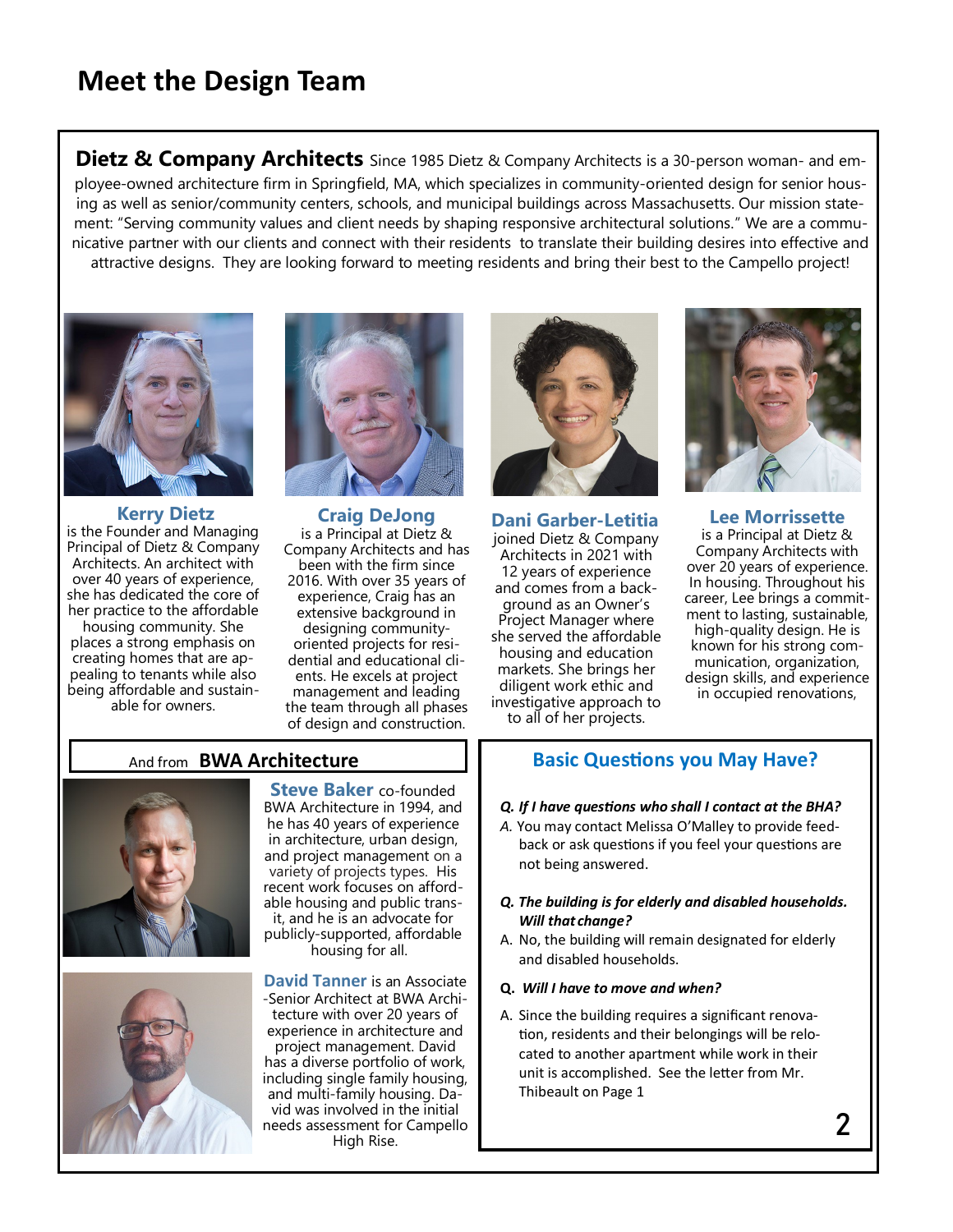# Meet the Design Team

**Dietz & Company Architects** Since 1985 Dietz & Company Architects is a 30-person woman- and employee-owned architecture firm in Springfield, MA, which specializes in community-oriented design for senior housing as well as senior/community centers, schools, and municipal buildings across Massachusetts. Our mission statement: "Serving community values and client needs by shaping responsive architectural solutions." We are a communicative partner with our clients and connect with their residents to translate their building desires into effective and attractive designs. They are looking forward to meeting residents and bring their best to the Campello project!

**Kerry Dietz** is the Founder and Managing Principal of Dietz & Company Architects. An architect with over 40 years of experience, she has dedicated the core of her practice to the affordable housing community. She places a strong emphasis on creating homes that are appealing to tenants while also being affordable and sustainable for owners.

**Craig DeJong** is a Principal at Dietz & Company Architects and has been with the firm since 2016. With over 35 years of experience, Craig has an extensive background in designing community-oriented projects for residential and educational clients. He excels at project management and leading the team through all phases of design and construction.

**Dani Garber-Letitia** joined Dietz & Company Architects in 2021 with 12 years of experience and comes from a background as an Owner's Project Manager where she served the affordable housing and education markets. She brings her diligent work ethic and investigative approach to to all of her projects.

**Lee Morrissette** is a Principal at Dietz & Company Architects with over 20 years of experience. In housing. Throughout his career, Lee brings a commitment to lasting, sustainable, high-quality design. He is known for his strong communication, organization, design skills, and experience in occupied renovations,

## And from **BWA Architecture**

**Steve Baker** co-founded BWA Architecture in 1994, and he has 40 years of experience in architecture, urban design, and project management on a variety of projects types. His recent work focuses on affordable housing and public transit, and he is an advocate for publicly-supported, affordable housing for all.

**David Tanner** is an Associate-Senior Architect at BWA Architecture with over 20 years of experience in architecture and project management. David has a diverse portfolio of work, including single family housing, and multi-family housing. David was involved in the initial needs assessment for Campello High Rise.

## Basic Questions you May Have?

***Q. If I have questions who shall I contact at the BHA?***

*A.* You may contact Melissa O'Malley to provide feedback or ask questions if you feel your questions are not being answered.

***Q. The building is for elderly and disabled households. Will that change?***

A. No, the building will remain designated for elderly and disabled households.

**Q.** ***Will I have to move and when?***

A. Since the building requires a significant renovation, residents and their belongings will be relocated to another apartment while work in their unit is accomplished. See the letter from Mr. Thibeault on Page 1